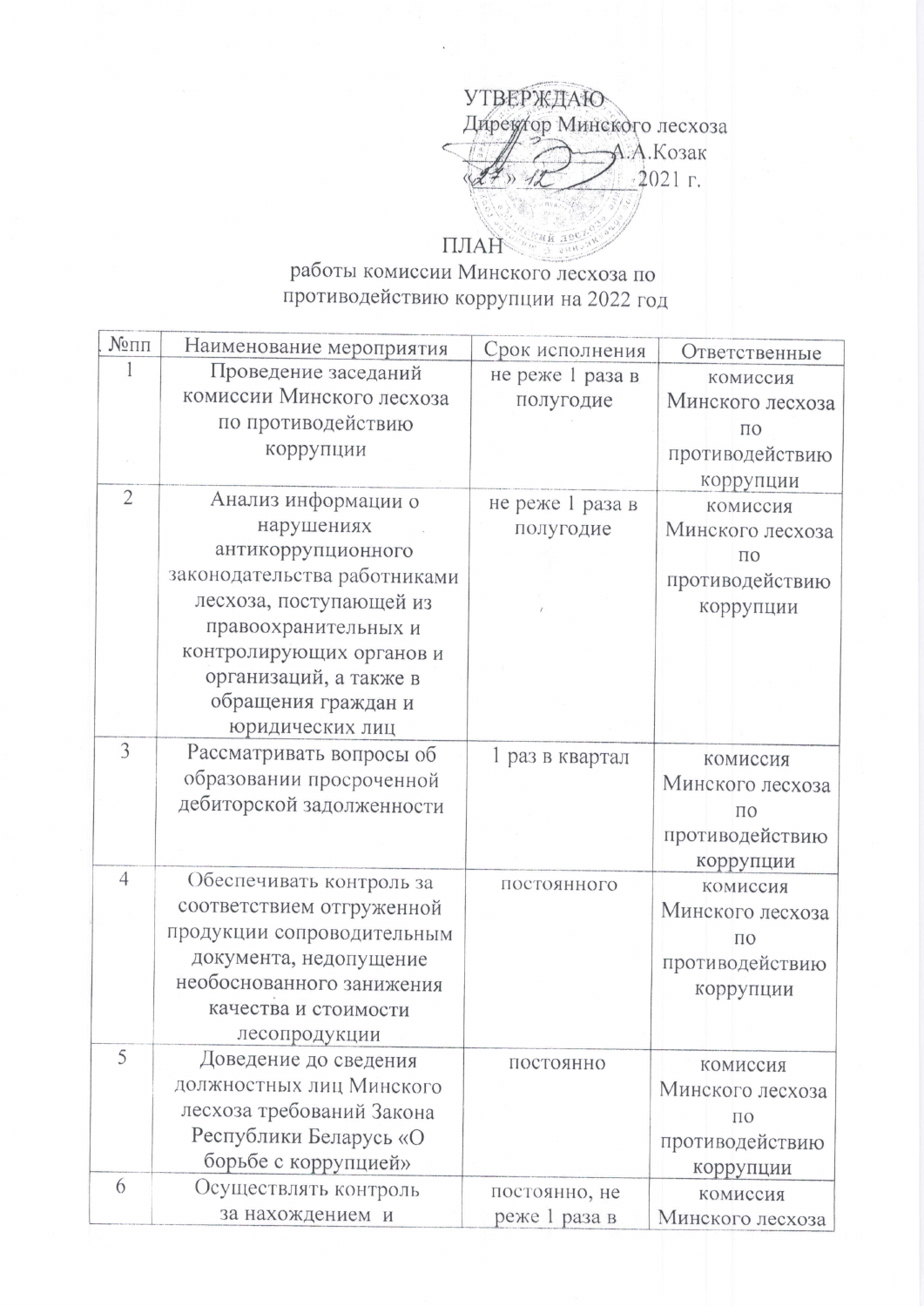УТВЕРЖДАЮ
Директор Минского лесхоза
_____________ А.А.Козак
«27» 12 2021 г.

# ПЛАН
## работы комиссии Минского лесхоза по противодействию коррупции на 2022 год

| №пп | Наименование мероприятия | Срок исполнения | Ответственные |
|---|---|---|---|
| 1 | Проведение заседаний комиссии Минского лесхоза по противодействию коррупции | не реже 1 раза в полугодие | комиссия Минского лесхоза по противодействию коррупции |
| 2 | Анализ информации о нарушениях антикоррупционного законодательства работниками лесхоза, поступающей из правоохранительных и контролирующих органов и организаций, а также в обращения граждан и юридических лиц | не реже 1 раза в полугодие | комиссия Минского лесхоза по противодействию коррупции |
| 3 | Рассматривать вопросы об образовании просроченной дебиторской задолженности | 1 раз в квартал | комиссия Минского лесхоза по противодействию коррупции |
| 4 | Обеспечивать контроль за соответствием отгруженной продукции сопроводительным документа, недопущение необоснованного занижения качества и стоимости лесопродукции | постоянного | комиссия Минского лесхоза по противодействию коррупции |
| 5 | Доведение до сведения должностных лиц Минского лесхоза требований Закона Республики Беларусь «О борьбе с коррупцией» | постоянно | комиссия Минского лесхоза по противодействию коррупции |
| 6 | Осуществлять контроль за нахождением и | постоянно, не реже 1 раза в | комиссия Минского лесхоза |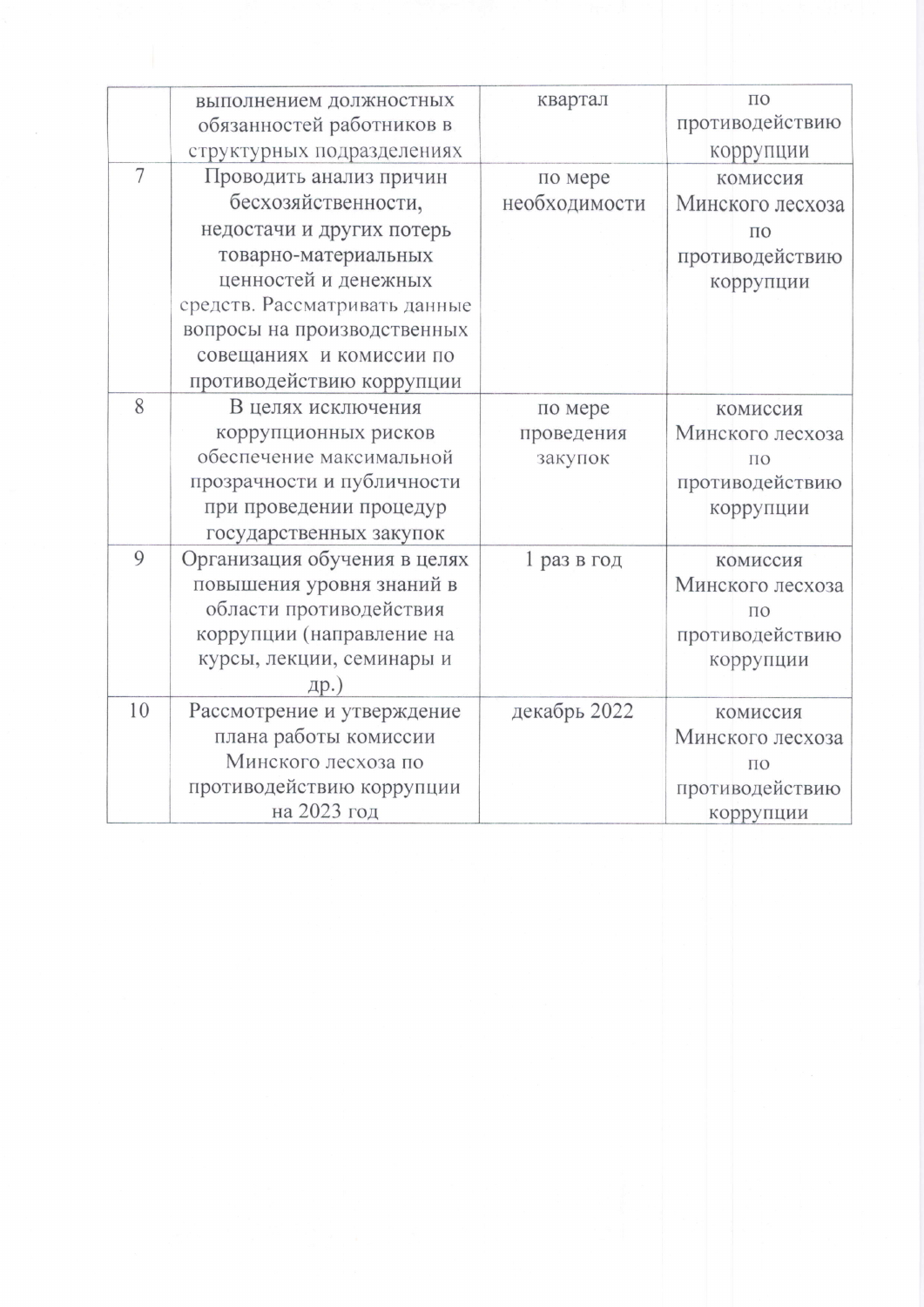| | | | |
|---|---|---|---|
| | выполнением должностных обязанностей работников в структурных подразделениях | квартал | по противодействию коррупции |
| 7 | Проводить анализ причин бесхозяйственности, недостачи и других потерь товарно-материальных ценностей и денежных средств. Рассматривать данные вопросы на производственных совещаниях и комиссии по противодействию коррупции | по мере необходимости | комиссия Минского лесхоза по противодействию коррупции |
| 8 | В целях исключения коррупционных рисков обеспечение максимальной прозрачности и публичности при проведении процедур государственных закупок | по мере проведения закупок | комиссия Минского лесхоза по противодействию коррупции |
| 9 | Организация обучения в целях повышения уровня знаний в области противодействия коррупции (направление на курсы, лекции, семинары и др.) | 1 раз в год | комиссия Минского лесхоза по противодействию коррупции |
| 10 | Рассмотрение и утверждение плана работы комиссии Минского лесхоза по противодействию коррупции на 2023 год | декабрь 2022 | комиссия Минского лесхоза по противодействию коррупции |